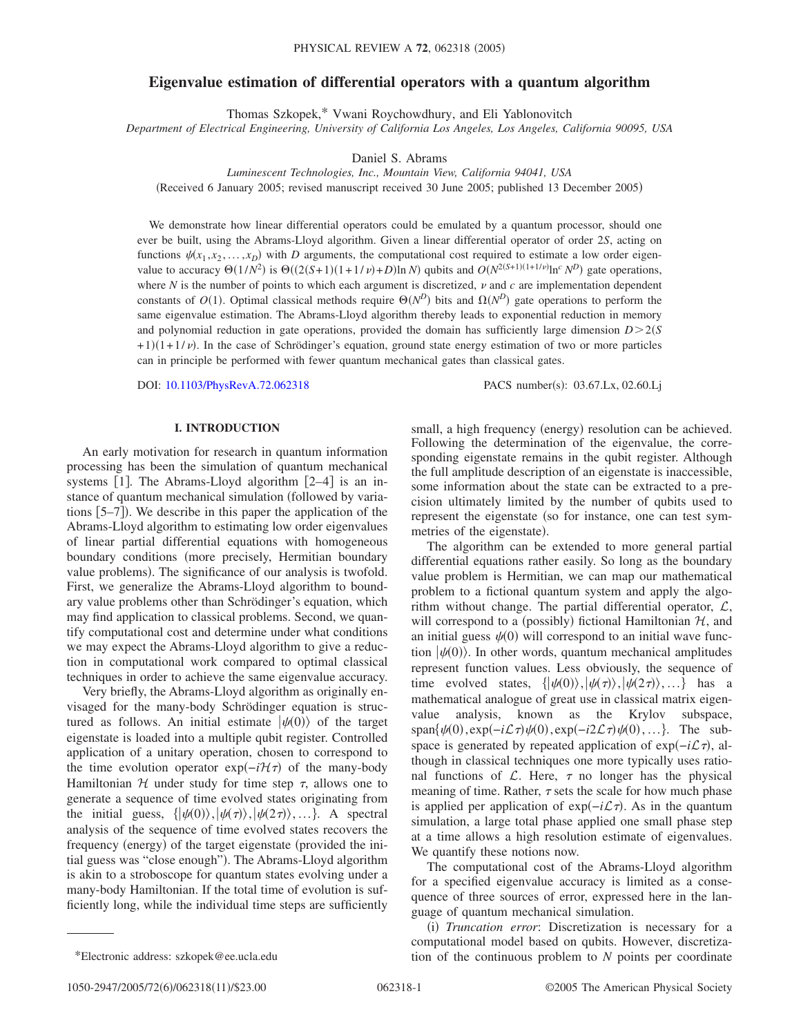# Eigenvalue estimation of differential operators with a quantum algorithm

Thomas Szkopek,* Vwani Roychowdhury, and Eli Yablonovitch

*Department of Electrical Engineering, University of California Los Angeles, Los Angeles, California 90095, USA*

Daniel S. Abrams

*Luminescent Technologies, Inc., Mountain View, California 94041, USA*

(Received 6 January 2005; revised manuscript received 30 June 2005; published 13 December 2005)

We demonstrate how linear differential operators could be emulated by a quantum processor, should one ever be built, using the Abrams-Lloyd algorithm. Given a linear differential operator of order $2S$, acting on functions $\psi(x_1, x_2, \ldots, x_D)$ with $D$ arguments, the computational cost required to estimate a low order eigenvalue to accuracy $\Theta(1/N^2)$ is $\Theta((2(S+1)(1+1/\nu)+D)\ln N)$ qubits and $O(N^{2(S+1)(1+1/\nu)}\ln^c N^D)$ gate operations, where $N$ is the number of points to which each argument is discretized, $\nu$ and $c$ are implementation dependent constants of $O(1)$. Optimal classical methods require $\Theta(N^D)$ bits and $\Omega(N^D)$ gate operations to perform the same eigenvalue estimation. The Abrams-Lloyd algorithm thereby leads to exponential reduction in memory and polynomial reduction in gate operations, provided the domain has sufficiently large dimension $D > 2(S+1)(1+1/\nu)$. In the case of Schrödinger's equation, ground state energy estimation of two or more particles can in principle be performed with fewer quantum mechanical gates than classical gates.

DOI: 10.1103/PhysRevA.72.062318 PACS number(s): 03.67.Lx, 02.60.Lj

## I. INTRODUCTION

An early motivation for research in quantum information processing has been the simulation of quantum mechanical systems [1]. The Abrams-Lloyd algorithm [2–4] is an instance of quantum mechanical simulation (followed by variations [5–7]). We describe in this paper the application of the Abrams-Lloyd algorithm to estimating low order eigenvalues of linear partial differential equations with homogeneous boundary conditions (more precisely, Hermitian boundary value problems). The significance of our analysis is twofold. First, we generalize the Abrams-Lloyd algorithm to boundary value problems other than Schrödinger's equation, which may find application to classical problems. Second, we quantify computational cost and determine under what conditions we may expect the Abrams-Lloyd algorithm to give a reduction in computational work compared to optimal classical techniques in order to achieve the same eigenvalue accuracy.

Very briefly, the Abrams-Lloyd algorithm as originally envisaged for the many-body Schrödinger equation is structured as follows. An initial estimate $|\psi(0)\rangle$ of the target eigenstate is loaded into a multiple qubit register. Controlled application of a unitary operation, chosen to correspond to the time evolution operator $\exp(-i\mathcal{H}\tau)$ of the many-body Hamiltonian $\mathcal{H}$ under study for time step $\tau$, allows one to generate a sequence of time evolved states originating from the initial guess, $\{|\psi(0)\rangle, |\psi(\tau)\rangle, |\psi(2\tau)\rangle, \ldots\}$. A spectral analysis of the sequence of time evolved states recovers the frequency (energy) of the target eigenstate (provided the initial guess was "close enough"). The Abrams-Lloyd algorithm is akin to a stroboscope for quantum states evolving under a many-body Hamiltonian. If the total time of evolution is sufficiently long, while the individual time steps are sufficiently small, a high frequency (energy) resolution can be achieved. Following the determination of the eigenvalue, the corresponding eigenstate remains in the qubit register. Although the full amplitude description of an eigenstate is inaccessible, some information about the state can be extracted to a precision ultimately limited by the number of qubits used to represent the eigenstate (so for instance, one can test symmetries of the eigenstate).

The algorithm can be extended to more general partial differential equations rather easily. So long as the boundary value problem is Hermitian, we can map our mathematical problem to a fictional quantum system and apply the algorithm without change. The partial differential operator, $\mathcal{L}$, will correspond to a (possibly) fictional Hamiltonian $\mathcal{H}$, and an initial guess $\psi(0)$ will correspond to an initial wave function $|\psi(0)\rangle$. In other words, quantum mechanical amplitudes represent function values. Less obviously, the sequence of time evolved states, $\{|\psi(0)\rangle, |\psi(\tau)\rangle, |\psi(2\tau)\rangle, \ldots\}$ has a mathematical analogue of great use in classical matrix eigenvalue analysis, known as the Krylov subspace, $\text{span}\{\psi(0), \exp(-i\mathcal{L}\tau)\psi(0), \exp(-i2\mathcal{L}\tau)\psi(0), \ldots\}$. The subspace is generated by repeated application of $\exp(-i\mathcal{L}\tau)$, although in classical techniques one more typically uses rational functions of $\mathcal{L}$. Here, $\tau$ no longer has the physical meaning of time. Rather, $\tau$ sets the scale for how much phase is applied per application of $\exp(-i\mathcal{L}\tau)$. As in the quantum simulation, a large total phase applied one small phase step at a time allows a high resolution estimate of eigenvalues. We quantify these notions now.

The computational cost of the Abrams-Lloyd algorithm for a specified eigenvalue accuracy is limited as a consequence of three sources of error, expressed here in the language of quantum mechanical simulation.

(i) *Truncation error*: Discretization is necessary for a computational model based on qubits. However, discretization of the continuous problem to $N$ points per coordinate

*Electronic address: szkopek@ee.ucla.edu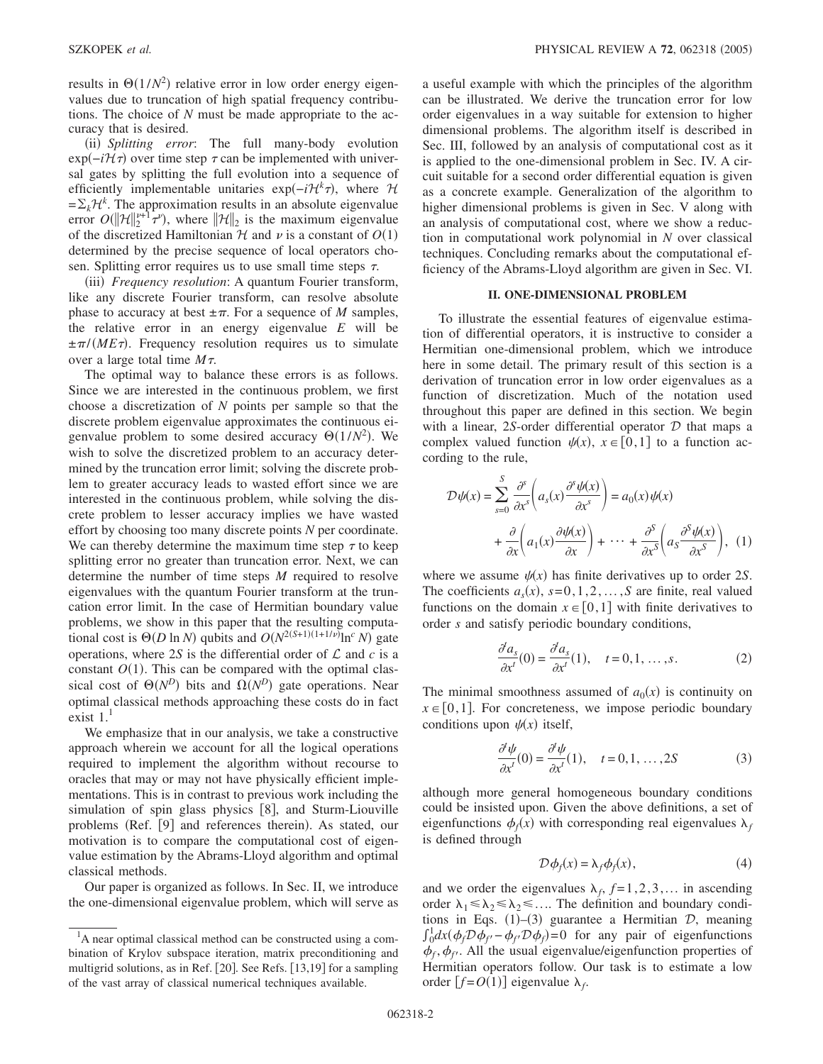results in $\Theta(1/N^2)$ relative error in low order energy eigenvalues due to truncation of high spatial frequency contributions. The choice of $N$ must be made appropriate to the accuracy that is desired.

(ii) *Splitting error*: The full many-body evolution $\exp(-i\mathcal{H}\tau)$ over time step $\tau$ can be implemented with universal gates by splitting the full evolution into a sequence of efficiently implementable unitaries $\exp(-i\mathcal{H}^k\tau)$, where $\mathcal{H} = \sum_k \mathcal{H}^k$. The approximation results in an absolute eigenvalue error $O(\|\mathcal{H}\|_2^{\nu+1}\tau^\nu)$, where $\|\mathcal{H}\|_2$ is the maximum eigenvalue of the discretized Hamiltonian $\mathcal{H}$ and $\nu$ is a constant of $O(1)$ determined by the precise sequence of local operators chosen. Splitting error requires us to use small time steps $\tau$.

(iii) *Frequency resolution*: A quantum Fourier transform, like any discrete Fourier transform, can resolve absolute phase to accuracy at best $\pm\pi$. For a sequence of $M$ samples, the relative error in an energy eigenvalue $E$ will be $\pm\pi/(ME\tau)$. Frequency resolution requires us to simulate over a large total time $M\tau$.

The optimal way to balance these errors is as follows. Since we are interested in the continuous problem, we first choose a discretization of $N$ points per sample so that the discrete problem eigenvalue approximates the continuous eigenvalue problem to some desired accuracy $\Theta(1/N^2)$. We wish to solve the discretized problem to an accuracy determined by the truncation error limit; solving the discrete problem to greater accuracy leads to wasted effort since we are interested in the continuous problem, while solving the discrete problem to lesser accuracy implies we have wasted effort by choosing too many discrete points $N$ per coordinate. We can thereby determine the maximum time step $\tau$ to keep splitting error no greater than truncation error. Next, we can determine the number of time steps $M$ required to resolve eigenvalues with the quantum Fourier transform at the truncation error limit. In the case of Hermitian boundary value problems, we show in this paper that the resulting computational cost is $\Theta(D \ln N)$ qubits and $O(N^{2(S+1)(1+1/\nu)}\ln^c N)$ gate operations, where $2S$ is the differential order of $\mathcal{L}$ and $c$ is a constant $O(1)$. This can be compared with the optimal classical cost of $\Theta(N^D)$ bits and $\Omega(N^D)$ gate operations. Near optimal classical methods approaching these costs do in fact exist 1.[1]

We emphasize that in our analysis, we take a constructive approach wherein we account for all the logical operations required to implement the algorithm without recourse to oracles that may or may not have physically efficient implementations. This is in contrast to previous work including the simulation of spin glass physics [8], and Sturm-Liouville problems (Ref. [9] and references therein). As stated, our motivation is to compare the computational cost of eigenvalue estimation by the Abrams-Lloyd algorithm and optimal classical methods.

Our paper is organized as follows. In Sec. II, we introduce the one-dimensional eigenvalue problem, which will serve as a useful example with which the principles of the algorithm can be illustrated. We derive the truncation error for low order eigenvalues in a way suitable for extension to higher dimensional problems. The algorithm itself is described in Sec. III, followed by an analysis of computational cost as it is applied to the one-dimensional problem in Sec. IV. A circuit suitable for a second order differential equation is given as a concrete example. Generalization of the algorithm to higher dimensional problems is given in Sec. V along with an analysis of computational cost, where we show a reduction in computational work polynomial in $N$ over classical techniques. Concluding remarks about the computational efficiency of the Abrams-Lloyd algorithm are given in Sec. VI.

## II. ONE-DIMENSIONAL PROBLEM

To illustrate the essential features of eigenvalue estimation of differential operators, it is instructive to consider a Hermitian one-dimensional problem, which we introduce here in some detail. The primary result of this section is a derivation of truncation error in low order eigenvalues as a function of discretization. Much of the notation used throughout this paper are defined in this section. We begin with a linear, $2S$-order differential operator $\mathcal{D}$ that maps a complex valued function $\psi(x)$, $x \in [0,1]$ to a function according to the rule,

$$\mathcal{D}\psi(x) = \sum_{s=0}^{S} \frac{\partial^s}{\partial x^s}\left(a_s(x)\frac{\partial^s \psi(x)}{\partial x^s}\right) = a_0(x)\psi(x) + \frac{\partial}{\partial x}\left(a_1(x)\frac{\partial \psi(x)}{\partial x}\right) + \cdots + \frac{\partial^S}{\partial x^S}\left(a_S\frac{\partial^S \psi(x)}{\partial x^S}\right), \quad (1)$$

where we assume $\psi(x)$ has finite derivatives up to order $2S$. The coefficients $a_s(x)$, $s=0,1,2,\ldots,S$ are finite, real valued functions on the domain $x \in [0,1]$ with finite derivatives to order $s$ and satisfy periodic boundary conditions,

$$\frac{\partial^t a_s}{\partial x^t}(0) = \frac{\partial^t a_s}{\partial x^t}(1), \quad t = 0,1,\ldots,s. \quad (2)$$

The minimal smoothness assumed of $a_0(x)$ is continuity on $x \in [0,1]$. For concreteness, we impose periodic boundary conditions upon $\psi(x)$ itself,

$$\frac{\partial^t \psi}{\partial x^t}(0) = \frac{\partial^t \psi}{\partial x^t}(1), \quad t = 0,1,\ldots,2S \quad (3)$$

although more general homogeneous boundary conditions could be insisted upon. Given the above definitions, a set of eigenfunctions $\phi_f(x)$ with corresponding real eigenvalues $\lambda_f$ is defined through

$$\mathcal{D}\phi_f(x) = \lambda_f \phi_f(x), \quad (4)$$

and we order the eigenvalues $\lambda_f$, $f=1,2,3,\ldots$ in ascending order $\lambda_1 \leq \lambda_2 \leq \lambda_2 \leq \ldots$. The definition and boundary conditions in Eqs. (1)–(3) guarantee a Hermitian $\mathcal{D}$, meaning $\int_0^1 dx(\phi_f \mathcal{D}\phi_{f'} - \phi_{f'}\mathcal{D}\phi_f) = 0$ for any pair of eigenfunctions $\phi_f, \phi_{f'}$. All the usual eigenvalue/eigenfunction properties of Hermitian operators follow. Our task is to estimate a low order $[f=O(1)]$ eigenvalue $\lambda_f$.

---

[1] A near optimal classical method can be constructed using a combination of Krylov subspace iteration, matrix preconditioning and multigrid solutions, as in Ref. [20]. See Refs. [13,19] for a sampling of the vast array of classical numerical techniques available.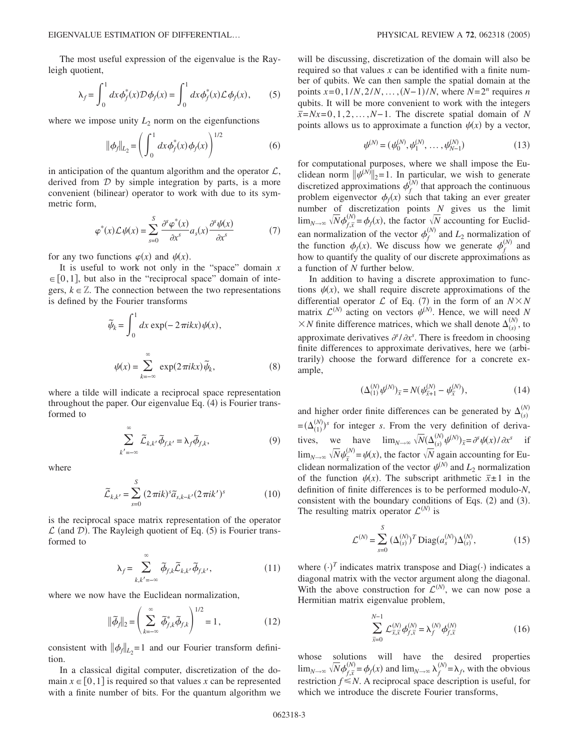The most useful expression of the eigenvalue is the Rayleigh quotient,

$$\lambda_f = \int_0^1 dx\, \phi_f^*(x)\mathcal{D}\phi_f(x) = \int_0^1 dx\, \phi_f^*(x)\mathcal{L}\phi_f(x), \tag{5}$$

where we impose unity $L_2$ norm on the eigenfunctions

$$\|\phi_f\|_{L_2} = \left( \int_0^1 dx\, \phi_f^*(x)\phi_f(x) \right)^{1/2} \tag{6}$$

in anticipation of the quantum algorithm and the operator $\mathcal{L}$, derived from $\mathcal{D}$ by simple integration by parts, is a more convenient (bilinear) operator to work with due to its symmetric form,

$$\varphi^*(x)\mathcal{L}\psi(x) = \sum_{s=0}^{S} \frac{\partial^s \varphi^*(x)}{\partial x^s} a_s(x) \frac{\partial^s \psi(x)}{\partial x^s} \tag{7}$$

for any two functions $\varphi(x)$ and $\psi(x)$.

It is useful to work not only in the "space" domain $x \in [0,1]$, but also in the "reciprocal space" domain of integers, $k \in \mathbb{Z}$. The connection between the two representations is defined by the Fourier transforms

$$\tilde{\psi}_k = \int_0^1 dx \exp(-2\pi i k x)\psi(x),$$

$$\psi(x) = \sum_{k=-\infty}^{\infty} \exp(2\pi i k x)\tilde{\psi}_k, \tag{8}$$

where a tilde will indicate a reciprocal space representation throughout the paper. Our eigenvalue Eq. (4) is Fourier transformed to

$$\sum_{k'=-\infty}^{\infty} \tilde{\mathcal{L}}_{k,k'}\tilde{\phi}_{f,k'} = \lambda_f \tilde{\phi}_{f,k}, \tag{9}$$

where

$$\tilde{\mathcal{L}}_{k,k'} = \sum_{s=0}^{S} (2\pi i k)^s \tilde{a}_{s,k-k'} (2\pi i k')^s \tag{10}$$

is the reciprocal space matrix representation of the operator $\mathcal{L}$ (and $\mathcal{D}$). The Rayleigh quotient of Eq. (5) is Fourier transformed to

$$\lambda_f = \sum_{k,k'=-\infty}^{\infty} \tilde{\phi}_{f,k}\tilde{\mathcal{L}}_{k,k'}\tilde{\phi}_{f,k'}, \tag{11}$$

where we now have the Euclidean normalization,

$$\|\tilde{\phi}_f\|_2 = \left( \sum_{k=-\infty}^{\infty} \tilde{\phi}_{f,k}^* \tilde{\phi}_{f,k} \right)^{1/2} = 1, \tag{12}$$

consistent with $\|\phi_f\|_{L_2} = 1$ and our Fourier transform definition.

In a classical digital computer, discretization of the domain $x \in [0,1]$ is required so that values $x$ can be represented with a finite number of bits. For the quantum algorithm we will be discussing, discretization of the domain will also be required so that values $x$ can be identified with a finite number of qubits. We can then sample the spatial domain at the points $x = 0, 1/N, 2/N, \ldots, (N-1)/N$, where $N = 2^n$ requires $n$ qubits. It will be more convenient to work with the integers $\bar{x} = Nx = 0, 1, 2, \ldots, N-1$. The discrete spatial domain of $N$ points allows us to approximate a function $\psi(x)$ by a vector,

$$\psi^{(N)} = (\psi_0^{(N)}, \psi_1^{(N)}, \ldots, \psi_{N-1}^{(N)}) \tag{13}$$

for computational purposes, where we shall impose the Euclidean norm $\|\psi^{(N)}\|_2 = 1$. In particular, we wish to generate discretized approximations $\phi_f^{(N)}$ that approach the continuous problem eigenvector $\phi_f(x)$ such that taking an ever greater number of discretization points $N$ gives us the limit $\lim_{N\to\infty} \sqrt{N}\phi_{f,\bar{x}}^{(N)} = \phi_f(x)$, the factor $\sqrt{N}$ accounting for Euclidean normalization of the vector $\phi_f^{(N)}$ and $L_2$ normalization of the function $\phi_f(x)$. We discuss how we generate $\phi_f^{(N)}$ and how to quantify the quality of our discrete approximations as a function of $N$ further below.

In addition to having a discrete approximation to functions $\psi(x)$, we shall require discrete approximations of the differential operator $\mathcal{L}$ of Eq. (7) in the form of an $N\times N$ matrix $\mathcal{L}^{(N)}$ acting on vectors $\psi^{(N)}$. Hence, we will need $N \times N$ finite difference matrices, which we shall denote $\Delta_{(s)}^{(N)}$, to approximate derivatives $\partial^s/\partial x^s$. There is freedom in choosing finite differences to approximate derivatives, here we (arbitrarily) choose the forward difference for a concrete example,

$$(\Delta_{(1)}^{(N)}\psi^{(N)})_{\bar{x}} = N(\psi_{\bar{x}+1}^{(N)} - \psi_{\bar{x}}^{(N)}), \tag{14}$$

and higher order finite differences can be generated by $\Delta_{(s)}^{(N)} = (\Delta_{(1)}^{(N)})^s$ for integer $s$. From the very definition of derivatives, we have $\lim_{N\to\infty}\sqrt{N}(\Delta_{(s)}^{(N)}\psi^{(N)})_{\bar{x}} = \partial^s\psi(x)/\partial x^s$ if $\lim_{N\to\infty}\sqrt{N}\psi_{\bar{x}}^{(N)} = \psi(x)$, the factor $\sqrt{N}$ again accounting for Euclidean normalization of the vector $\psi^{(N)}$ and $L_2$ normalization of the function $\psi(x)$. The subscript arithmetic $\bar{x}\pm 1$ in the definition of finite differences is to be performed modulo-$N$, consistent with the boundary conditions of Eqs. (2) and (3). The resulting matrix operator $\mathcal{L}^{(N)}$ is

$$\mathcal{L}^{(N)} = \sum_{s=0}^{S} (\Delta_{(s)}^{(N)})^T \operatorname{Diag}(a_s^{(N)})\Delta_{(s)}^{(N)}, \tag{15}$$

where $(\cdot)^T$ indicates matrix transpose and $\operatorname{Diag}(\cdot)$ indicates a diagonal matrix with the vector argument along the diagonal. With the above construction for $\mathcal{L}^{(N)}$, we can now pose a Hermitian matrix eigenvalue problem,

$$\sum_{\bar{x}=0}^{N-1} \mathcal{L}_{\bar{x},\bar{x}}^{(N)}\phi_{f,\bar{x}}^{(N)} = \lambda_f^{(N)}\phi_{f,\bar{x}}^{(N)} \tag{16}$$

whose solutions will have the desired properties $\lim_{N\to\infty}\sqrt{N}\phi_{f,\bar{x}}^{(N)} = \phi_f(x)$ and $\lim_{N\to\infty}\lambda_f^{(N)} = \lambda_f$, with the obvious restriction $f \leq N$. A reciprocal space description is useful, for which we introduce the discrete Fourier transforms,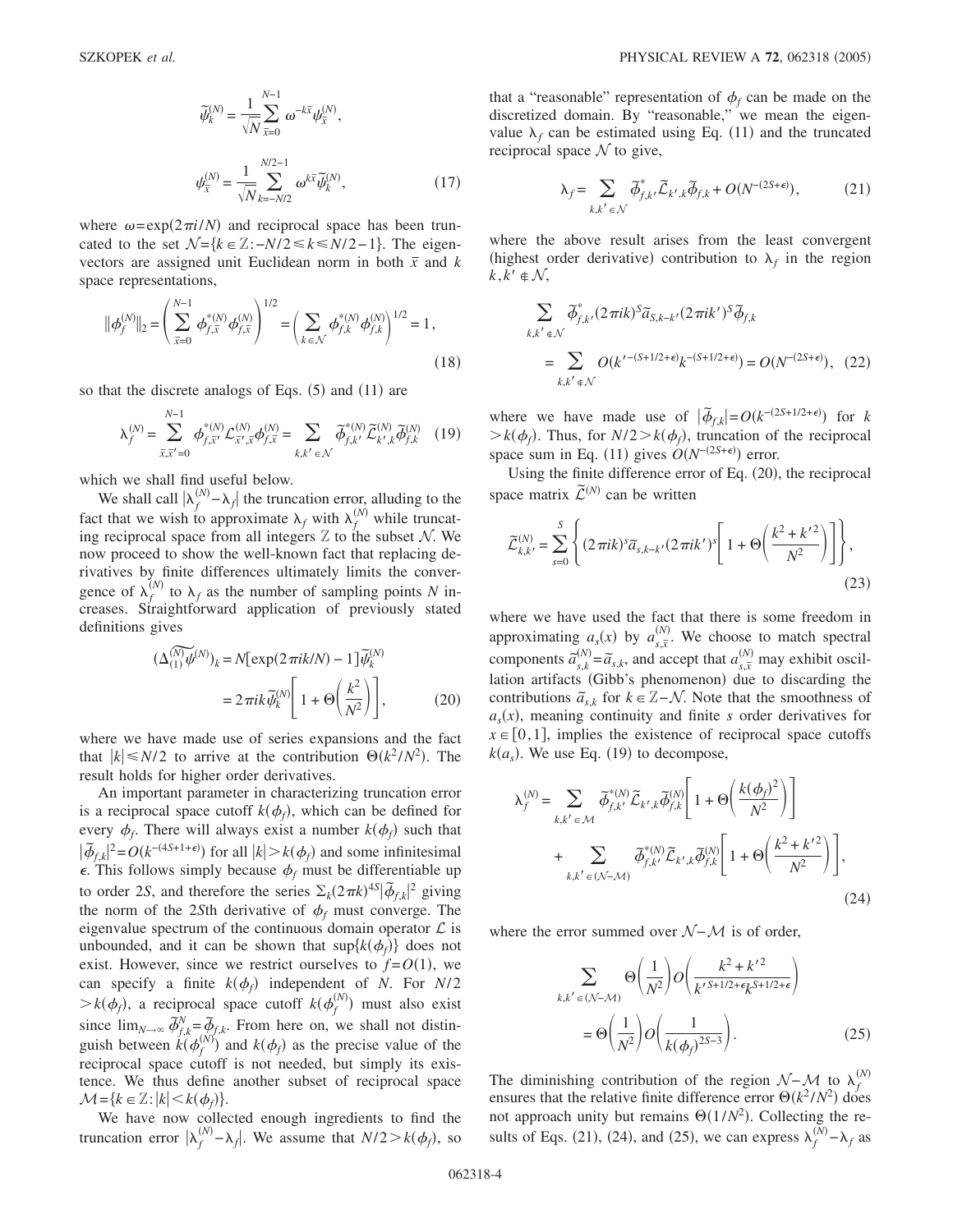$$\tilde{\psi}_k^{(N)} = \frac{1}{\sqrt{N}} \sum_{\bar{x}=0}^{N-1} \omega^{-k\bar{x}} \psi_{\bar{x}}^{(N)},$$

$$\psi_{\bar{x}}^{(N)} = \frac{1}{\sqrt{N}} \sum_{k=-N/2}^{N/2-1} \omega^{k\bar{x}} \tilde{\psi}_k^{(N)}, \tag{17}$$

where $\omega = \exp(2\pi i/N)$ and reciprocal space has been truncated to the set $\mathcal{N} = \{k \in \mathbb{Z} : -N/2 \leq k \leq N/2-1\}$. The eigenvectors are assigned unit Euclidean norm in both $\bar{x}$ and $k$ space representations,

$$\|\phi_f^{(N)}\|_2 = \left( \sum_{\bar{x}=0}^{N-1} \phi_{f,\bar{x}}^{*(N)} \phi_{f,\bar{x}}^{(N)} \right)^{1/2} = \left( \sum_{k \in \mathcal{N}} \phi_{f,k}^{*(N)} \phi_{f,k}^{(N)} \right)^{1/2} = 1, \tag{18}$$

so that the discrete analogs of Eqs. (5) and (11) are

$$\lambda_f^{(N)} = \sum_{\bar{x},\bar{x}'=0}^{N-1} \phi_{f,\bar{x}'}^{*(N)} \mathcal{L}_{\bar{x}',\bar{x}}^{(N)} \phi_{f,\bar{x}}^{(N)} = \sum_{k,k' \in \mathcal{N}} \tilde{\phi}_{f,k'}^{*(N)} \tilde{\mathcal{L}}_{k',k}^{(N)} \tilde{\phi}_{f,k}^{(N)} \tag{19}$$

which we shall find useful below.

We shall call $|\lambda_f^{(N)} - \lambda_f|$ the truncation error, alluding to the fact that we wish to approximate $\lambda_f$ with $\lambda_f^{(N)}$ while truncating reciprocal space from all integers $\mathbb{Z}$ to the subset $\mathcal{N}$. We now proceed to show the well-known fact that replacing derivatives by finite differences ultimately limits the convergence of $\lambda_f^{(N)}$ to $\lambda_f$ as the number of sampling points $N$ increases. Straightforward application of previously stated definitions gives

$$(\widetilde{\Delta_{(1)}^{(N)} \psi^{(N)}})_k = N[\exp(2\pi i k/N) - 1]\tilde{\psi}_k^{(N)}$$

$$= 2\pi i k \tilde{\psi}_k^{(N)} \left[ 1 + \Theta\left( \frac{k^2}{N^2} \right) \right], \tag{20}$$

where we have made use of series expansions and the fact that $|k| \leq N/2$ to arrive at the contribution $\Theta(k^2/N^2)$. The result holds for higher order derivatives.

An important parameter in characterizing truncation error is a reciprocal space cutoff $k(\phi_f)$, which can be defined for every $\phi_f$. There will always exist a number $k(\phi_f)$ such that $|\tilde{\phi}_{f,k}|^2 = O(k^{-(4S+1+\epsilon)})$ for all $|k| > k(\phi_f)$ and some infinitesimal $\epsilon$. This follows simply because $\phi_f$ must be differentiable up to order $2S$, and therefore the series $\Sigma_k (2\pi k)^{4S} |\tilde{\phi}_{f,k}|^2$ giving the norm of the $2S$th derivative of $\phi_f$ must converge. The eigenvalue spectrum of the continuous domain operator $\mathcal{L}$ is unbounded, and it can be shown that $\sup\{k(\phi_f)\}$ does not exist. However, since we restrict ourselves to $f = O(1)$, we can specify a finite $k(\phi_f)$ independent of $N$. For $N/2 > k(\phi_f)$, a reciprocal space cutoff $k(\phi_f^{(N)})$ must also exist since $\lim_{N\to\infty} \tilde{\phi}_{f,k}^N = \tilde{\phi}_{f,k}$. From here on, we shall not distinguish between $k(\phi_f^{(N)})$ and $k(\phi_f)$ as the precise value of the reciprocal space cutoff is not needed, but simply its existence. We thus define another subset of reciprocal space $\mathcal{M} = \{k \in \mathbb{Z} : |k| < k(\phi_f)\}$.

We have now collected enough ingredients to find the truncation error $|\lambda_f^{(N)} - \lambda_f|$. We assume that $N/2 > k(\phi_f)$, so that a "reasonable" representation of $\phi_f$ can be made on the discretized domain. By "reasonable," we mean the eigenvalue $\lambda_f$ can be estimated using Eq. (11) and the truncated reciprocal space $\mathcal{N}$ to give,

$$\lambda_f = \sum_{k,k' \in \mathcal{N}} \tilde{\phi}_{f,k'}^* \tilde{\mathcal{L}}_{k',k} \tilde{\phi}_{f,k} + O(N^{-(2S+\epsilon)}), \tag{21}$$

where the above result arises from the least convergent (highest order derivative) contribution to $\lambda_f$ in the region $k, k' \notin \mathcal{N}$,

$$\sum_{k,k' \notin \mathcal{N}} \tilde{\phi}_{f,k'}^* (2\pi i k)^S \tilde{a}_{S,k-k'} (2\pi i k')^S \tilde{\phi}_{f,k}$$

$$= \sum_{k,k' \notin \mathcal{N}} O(k'^{-(S+1/2+\epsilon)} k^{-(S+1/2+\epsilon)}) = O(N^{-(2S+\epsilon)}), \tag{22}$$

where we have made use of $|\tilde{\phi}_{f,k}| = O(k^{-(2S+1/2+\epsilon)})$ for $k > k(\phi_f)$. Thus, for $N/2 > k(\phi_f)$, truncation of the reciprocal space sum in Eq. (11) gives $O(N^{-(2S+\epsilon)})$ error.

Using the finite difference error of Eq. (20), the reciprocal space matrix $\tilde{\mathcal{L}}^{(N)}$ can be written

$$\tilde{\mathcal{L}}_{k,k'}^{(N)} = \sum_{s=0}^{S} \left\{ (2\pi i k)^s \tilde{a}_{s,k-k'} (2\pi i k')^s \left[ 1 + \Theta\left( \frac{k^2 + k'^2}{N^2} \right) \right] \right\}, \tag{23}$$

where we have used the fact that there is some freedom in approximating $a_s(x)$ by $a_{s,\bar{x}}^{(N)}$. We choose to match spectral components $\tilde{a}_{s,k}^{(N)} = \tilde{a}_{s,k}$, and accept that $a_{s,\bar{x}}^{(N)}$ may exhibit oscillation artifacts (Gibb's phenomenon) due to discarding the contributions $\tilde{a}_{s,k}$ for $k \in \mathbb{Z} - \mathcal{N}$. Note that the smoothness of $a_s(x)$, meaning continuity and finite $s$ order derivatives for $x \in [0,1]$, implies the existence of reciprocal space cutoffs $k(a_s)$. We use Eq. (19) to decompose,

$$\lambda_f^{(N)} = \sum_{k,k' \in \mathcal{M}} \tilde{\phi}_{f,k'}^{*(N)} \tilde{\mathcal{L}}_{k',k} \tilde{\phi}_{f,k}^{(N)} \left[ 1 + \Theta\left( \frac{k(\phi_f)^2}{N^2} \right) \right]$$

$$+ \sum_{k,k' \in (\mathcal{N}-\mathcal{M})} \tilde{\phi}_{f,k'}^{*(N)} \tilde{\mathcal{L}}_{k',k} \tilde{\phi}_{f,k}^{(N)} \left[ 1 + \Theta\left( \frac{k^2 + k'^2}{N^2} \right) \right], \tag{24}$$

where the error summed over $\mathcal{N} - \mathcal{M}$ is of order,

$$\sum_{k,k' \in (\mathcal{N}-\mathcal{M})} \Theta\left( \frac{1}{N^2} \right) O\left( \frac{k^2 + k'^2}{k'^{S+1/2+\epsilon} k^{S+1/2+\epsilon}} \right)$$

$$= \Theta\left( \frac{1}{N^2} \right) O\left( \frac{1}{k(\phi_f)^{2S-3}} \right). \tag{25}$$

The diminishing contribution of the region $\mathcal{N} - \mathcal{M}$ to $\lambda_f^{(N)}$ ensures that the relative finite difference error $\Theta(k^2/N^2)$ does not approach unity but remains $\Theta(1/N^2)$. Collecting the results of Eqs. (21), (24), and (25), we can express $\lambda_f^{(N)} - \lambda_f$ as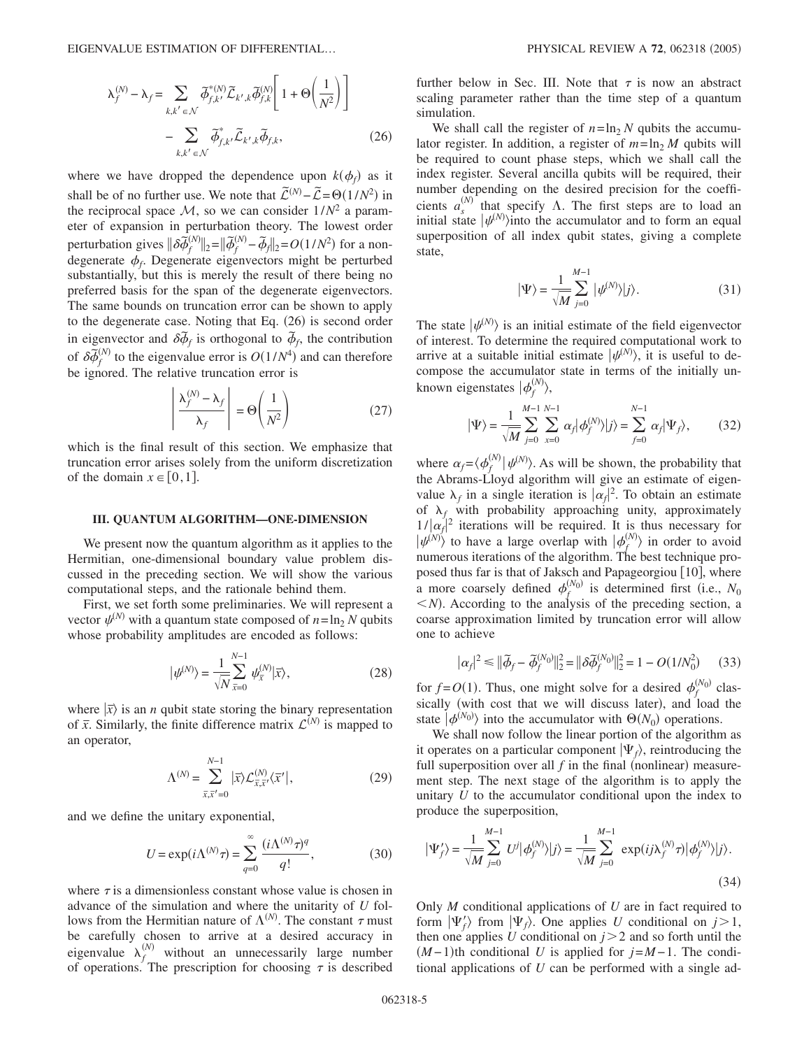$$\lambda_f^{(N)} - \lambda_f = \sum_{k,k' \in \mathcal{N}} \tilde{\phi}_{f,k'}^{*(N)} \tilde{\mathcal{L}}_{k',k} \tilde{\phi}_{f,k}^{(N)} \left[ 1 + \Theta\left(\frac{1}{N^2}\right) \right] - \sum_{k,k' \in \mathcal{N}} \tilde{\phi}_{f,k'}^{*} \tilde{\mathcal{L}}_{k',k} \tilde{\phi}_{f,k}, \tag{26}$$

where we have dropped the dependence upon $k(\phi_f)$ as it shall be of no further use. We note that $\tilde{\mathcal{L}}^{(N)} - \tilde{\mathcal{L}} = \Theta(1/N^2)$ in the reciprocal space $\mathcal{M}$, so we can consider $1/N^2$ a parameter of expansion in perturbation theory. The lowest order perturbation gives $\|\delta\tilde{\phi}_f^{(N)}\|_2 = \|\tilde{\phi}_f^{(N)} - \tilde{\phi}_f\|_2 = O(1/N^2)$ for a nondegenerate $\phi_f$. Degenerate eigenvectors might be perturbed substantially, but this is merely the result of there being no preferred basis for the span of the degenerate eigenvectors. The same bounds on truncation error can be shown to apply to the degenerate case. Noting that Eq. (26) is second order in eigenvector and $\delta\tilde{\phi}_f$ is orthogonal to $\tilde{\phi}_f$, the contribution of $\delta\tilde{\phi}_f^{(N)}$ to the eigenvalue error is $O(1/N^4)$ and can therefore be ignored. The relative truncation error is

$$\left| \frac{\lambda_f^{(N)} - \lambda_f}{\lambda_f} \right| = \Theta\left(\frac{1}{N^2}\right) \tag{27}$$

which is the final result of this section. We emphasize that truncation error arises solely from the uniform discretization of the domain $x \in [0,1]$.

### III. QUANTUM ALGORITHM—ONE-DIMENSION

We present now the quantum algorithm as it applies to the Hermitian, one-dimensional boundary value problem discussed in the preceding section. We will show the various computational steps, and the rationale behind them.

First, we set forth some preliminaries. We will represent a vector $\psi^{(N)}$ with a quantum state composed of $n = \ln_2 N$ qubits whose probability amplitudes are encoded as follows:

$$|\psi^{(N)}\rangle = \frac{1}{\sqrt{N}} \sum_{\bar{x}=0}^{N-1} \psi_{\bar{x}}^{(N)} |\bar{x}\rangle, \tag{28}$$

where $|\bar{x}\rangle$ is an $n$ qubit state storing the binary representation of $\bar{x}$. Similarly, the finite difference matrix $\mathcal{L}^{(N)}$ is mapped to an operator,

$$\Lambda^{(N)} = \sum_{\bar{x},\bar{x}'=0}^{N-1} |\bar{x}\rangle \mathcal{L}_{\bar{x},\bar{x}'}^{(N)} \langle \bar{x}'|, \tag{29}$$

and we define the unitary exponential,

$$U = \exp(i\Lambda^{(N)}\tau) = \sum_{q=0}^{\infty} \frac{(i\Lambda^{(N)}\tau)^q}{q!}, \tag{30}$$

where $\tau$ is a dimensionless constant whose value is chosen in advance of the simulation and where the unitarity of $U$ follows from the Hermitian nature of $\Lambda^{(N)}$. The constant $\tau$ must be carefully chosen to arrive at a desired accuracy in eigenvalue $\lambda_f^{(N)}$ without an unnecessarily large number of operations. The prescription for choosing $\tau$ is described further below in Sec. III. Note that $\tau$ is now an abstract scaling parameter rather than the time step of a quantum simulation.

We shall call the register of $n = \ln_2 N$ qubits the accumulator register. In addition, a register of $m = \ln_2 M$ qubits will be required to count phase steps, which we shall call the index register. Several ancilla qubits will be required, their number depending on the desired precision for the coefficients $a_s^{(N)}$ that specify $\Lambda$. The first steps are to load an initial state $|\psi^{(N)}\rangle$ into the accumulator and to form an equal superposition of all index qubit states, giving a complete state,

$$|\Psi\rangle = \frac{1}{\sqrt{M}} \sum_{j=0}^{M-1} |\psi^{(N)}\rangle |j\rangle. \tag{31}$$

The state $|\psi^{(N)}\rangle$ is an initial estimate of the field eigenvector of interest. To determine the required computational work to arrive at a suitable initial estimate $|\psi^{(N)}\rangle$, it is useful to decompose the accumulator state in terms of the initially unknown eigenstates $|\phi_f^{(N)}\rangle$,

$$|\Psi\rangle = \frac{1}{\sqrt{M}} \sum_{j=0}^{M-1} \sum_{x=0}^{N-1} \alpha_f |\phi_f^{(N)}\rangle |j\rangle = \sum_{f=0}^{N-1} \alpha_f |\Psi_f\rangle, \tag{32}$$

where $\alpha_f = \langle \phi_f^{(N)} | \psi^{(N)} \rangle$. As will be shown, the probability that the Abrams-Lloyd algorithm will give an estimate of eigenvalue $\lambda_f$ in a single iteration is $|\alpha_f|^2$. To obtain an estimate of $\lambda_f$ with probability approaching unity, approximately $1/|\alpha_f|^2$ iterations will be required. It is thus necessary for $|\psi^{(N)}\rangle$ to have a large overlap with $|\phi_f^{(N)}\rangle$ in order to avoid numerous iterations of the algorithm. The best technique proposed thus far is that of Jaksch and Papageorgiou [10], where a more coarsely defined $\phi_f^{(N_0)}$ is determined first (i.e., $N_0 < N$). According to the analysis of the preceding section, a coarse approximation limited by truncation error will allow one to achieve

$$|\alpha_f|^2 \leq \|\tilde{\phi}_f - \tilde{\phi}_f^{(N_0)}\|_2^2 = \|\delta\tilde{\phi}_f^{(N_0)}\|_2^2 = 1 - O(1/N_0^2) \tag{33}$$

for $f = O(1)$. Thus, one might solve for a desired $\phi_f^{(N_0)}$ classically (with cost that we will discuss later), and load the state $|\phi^{(N_0)}\rangle$ into the accumulator with $\Theta(N_0)$ operations.

We shall now follow the linear portion of the algorithm as it operates on a particular component $|\Psi_f\rangle$, reintroducing the full superposition over all $f$ in the final (nonlinear) measurement step. The next stage of the algorithm is to apply the unitary $U$ to the accumulator conditional upon the index to produce the superposition,

$$|\Psi_f'\rangle = \frac{1}{\sqrt{M}} \sum_{j=0}^{M-1} U^j |\phi_f^{(N)}\rangle |j\rangle = \frac{1}{\sqrt{M}} \sum_{j=0}^{M-1} \exp(ij\lambda_f^{(N)}\tau) |\phi_f^{(N)}\rangle |j\rangle. \tag{34}$$

Only $M$ conditional applications of $U$ are in fact required to form $|\Psi_f'\rangle$ from $|\Psi_f\rangle$. One applies $U$ conditional on $j > 1$, then one applies $U$ conditional on $j > 2$ and so forth until the $(M-1)$th conditional $U$ is applied for $j = M-1$. The conditional applications of $U$ can be performed with a single ad-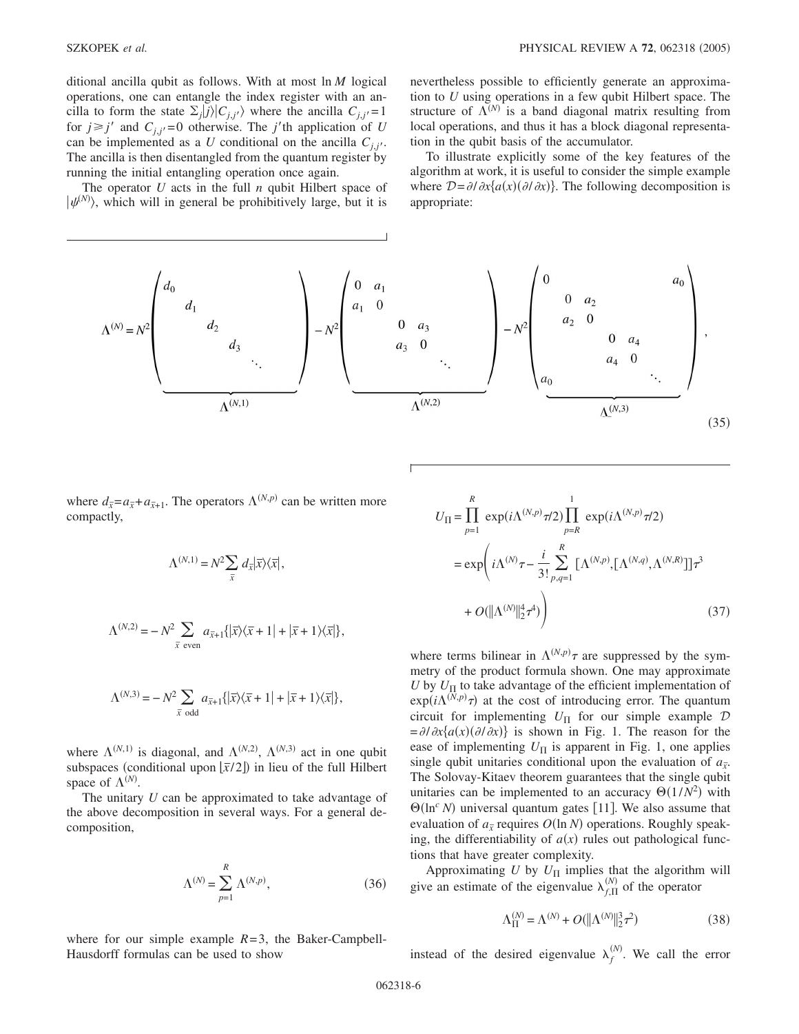ditional ancilla qubit as follows. With at most $\ln M$ logical operations, one can entangle the index register with an ancilla to form the state $\sum_j |j\rangle |C_{j,j'}\rangle$ where the ancilla $C_{j,j'}=1$ for $j \geq j'$ and $C_{j,j'}=0$ otherwise. The $j'$th application of $U$ can be implemented as a $U$ conditional on the ancilla $C_{j,j'}$. The ancilla is then disentangled from the quantum register by running the initial entangling operation once again.

The operator $U$ acts in the full $n$ qubit Hilbert space of $|\psi^{(N)}\rangle$, which will in general be prohibitively large, but it is nevertheless possible to efficiently generate an approximation to $U$ using operations in a few qubit Hilbert space. The structure of $\Lambda^{(N)}$ is a band diagonal matrix resulting from local operations, and thus it has a block diagonal representation in the qubit basis of the accumulator.

To illustrate explicitly some of the key features of the algorithm at work, it is useful to consider the simple example where $\mathcal{D}=\partial/\partial x\{a(x)(\partial/\partial x)\}$. The following decomposition is appropriate:

$$
\Lambda^{(N)} = \underbrace{N^2\begin{pmatrix} d_0 & & & & \\ & d_1 & & & \\ & & d_2 & & \\ & & & d_3 & \\ & & & & \ddots \end{pmatrix}}_{\Lambda^{(N,1)}} \underbrace{- N^2\begin{pmatrix} 0 & a_1 & & & & \\ a_1 & 0 & & & & \\ & & 0 & a_3 & & \\ & & a_3 & 0 & & \\ & & & & \ddots \end{pmatrix}}_{\Lambda^{(N,2)}} \underbrace{- N^2\begin{pmatrix} 0 & & & & & & a_0 \\ & 0 & a_2 & & & & \\ & a_2 & 0 & & & & \\ & & & 0 & a_4 & & \\ & & & a_4 & 0 & & \\ & & & & & \ddots & \\ a_0 & & & & & & \end{pmatrix}}_{\Lambda^{(N,3)}}, \tag{35}
$$

where $d_{\bar{x}}=a_{\bar{x}}+a_{\bar{x}+1}$. The operators $\Lambda^{(N,p)}$ can be written more compactly,

$$
\Lambda^{(N,1)} = N^2 \sum_{\bar{x}} d_{\bar{x}} |\bar{x}\rangle\langle\bar{x}|,
$$

$$
\Lambda^{(N,2)} = -N^2 \sum_{\bar{x}\ \text{even}} a_{\bar{x}+1}\{|\bar{x}\rangle\langle\bar{x}+1| + |\bar{x}+1\rangle\langle\bar{x}|\},
$$

$$
\Lambda^{(N,3)} = -N^2 \sum_{\bar{x}\ \text{odd}} a_{\bar{x}+1}\{|\bar{x}\rangle\langle\bar{x}+1| + |\bar{x}+1\rangle\langle\bar{x}|\},
$$

where $\Lambda^{(N,1)}$ is diagonal, and $\Lambda^{(N,2)}$, $\Lambda^{(N,3)}$ act in one qubit subspaces (conditional upon $\lfloor \bar{x}/2 \rfloor$) in lieu of the full Hilbert space of $\Lambda^{(N)}$.

The unitary $U$ can be approximated to take advantage of the above decomposition in several ways. For a general decomposition,

$$
\Lambda^{(N)} = \sum_{p=1}^{R} \Lambda^{(N,p)}, \tag{36}
$$

where for our simple example $R=3$, the Baker-Campbell-Hausdorff formulas can be used to show

$$
\begin{aligned}
U_{\Pi} &= \prod_{p=1}^{R} \exp(i\Lambda^{(N,p)}\tau/2) \prod_{p=R}^{1} \exp(i\Lambda^{(N,p)}\tau/2) \\
&= \exp\Bigg( i\Lambda^{(N)}\tau - \frac{i}{3!}\sum_{p,q=1}^{R} [\Lambda^{(N,p)},[\Lambda^{(N,q)},\Lambda^{(N,R)}]]\tau^3 \\
&\quad + O(\|\Lambda^{(N)}\|_2^4 \tau^4) \Bigg)
\end{aligned} \tag{37}
$$

where terms bilinear in $\Lambda^{(N,p)}\tau$ are suppressed by the symmetry of the product formula shown. One may approximate $U$ by $U_{\Pi}$ to take advantage of the efficient implementation of $\exp(i\Lambda^{(N,p)}\tau)$ at the cost of introducing error. The quantum circuit for implementing $U_{\Pi}$ for our simple example $\mathcal{D}=\partial/\partial x\{a(x)(\partial/\partial x)\}$ is shown in Fig. 1. The reason for the ease of implementing $U_{\Pi}$ is apparent in Fig. 1, one applies single qubit unitaries conditional upon the evaluation of $a_{\bar{x}}$. The Solovay-Kitaev theorem guarantees that the single qubit unitaries can be implemented to an accuracy $\Theta(1/N^2)$ with $\Theta(\ln^c N)$ universal quantum gates [11]. We also assume that evaluation of $a_{\bar{x}}$ requires $O(\ln N)$ operations. Roughly speaking, the differentiability of $a(x)$ rules out pathological functions that have greater complexity.

Approximating $U$ by $U_{\Pi}$ implies that the algorithm will give an estimate of the eigenvalue $\lambda_{f,\Pi}^{(N)}$ of the operator

$$
\Lambda_{\Pi}^{(N)} = \Lambda^{(N)} + O(\|\Lambda^{(N)}\|_2^3 \tau^2) \tag{38}
$$

instead of the desired eigenvalue $\lambda_f^{(N)}$. We call the error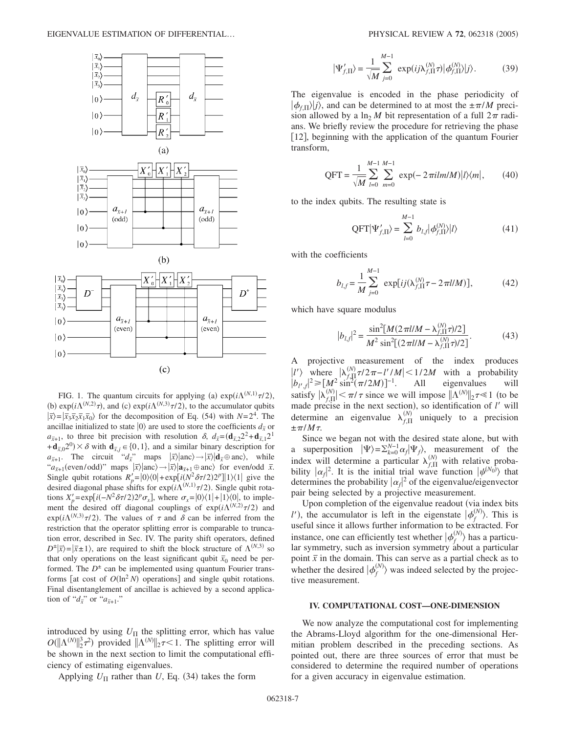FIG. 1. The quantum circuits for applying (a) $\exp(i\Lambda^{(N,1)}\tau/2)$, (b) $\exp(i\Lambda^{(N,2)}\tau)$, and (c) $\exp(i\Lambda^{(N,3)}\tau/2)$, to the accumulator qubits $|\bar{x}\rangle = |\bar{x}_3\bar{x}_2\bar{x}_1\bar{x}_0\rangle$ for the decomposition of Eq. (54) with $N=2^4$. The ancillae initialized to state $|0\rangle$ are used to store the coefficients $d_{\bar{x}}$ or $a_{\bar{x}+1}$, to three bit precision with resolution $\delta$, $d_{\bar{x}} = (\mathbf{d}_{\bar{x},2}2^2 + \mathbf{d}_{\bar{x},1}2^1 + \mathbf{d}_{\bar{x},0}2^0) \times \delta$ with $\mathbf{d}_{\bar{x},j} \in \{0,1\}$, and a similar binary description for $a_{\bar{x}+1}$. The circuit "$d_{\bar{x}}$" maps $|\bar{x}\rangle|\text{anc}\rangle \rightarrow |\bar{x}\rangle|\mathbf{d}_{\bar{x}} \oplus \text{anc}\rangle$, while "$a_{\bar{x}+1}$(even/odd)" maps $|\bar{x}\rangle|\text{anc}\rangle \rightarrow |\bar{x}\rangle|\mathbf{a}_{\bar{x}+1} \oplus \text{anc}\rangle$ for even/odd $\bar{x}$. Single qubit rotations $R'_p = |0\rangle\langle 0| + \exp[i(N^2\delta\tau/2)2^p]|1\rangle\langle 1|$ give the desired diagonal phase shifts for $\exp(i\Lambda^{(N,1)}\tau/2)$. Single qubit rotations $X'_p = \exp[i(-N^2\delta\tau/2)2^p\sigma_x]$, where $\sigma_x = |0\rangle\langle 1| + |1\rangle\langle 0|$, to implement the desired off diagonal couplings of $\exp(i\Lambda^{(N,2)}\tau/2)$ and $\exp(i\Lambda^{(N,3)}\tau/2)$. The values of $\tau$ and $\delta$ can be inferred from the restriction that the operator splitting error is comparable to truncation error, described in Sec. IV. The parity shift operators, defined $D^{\pm}|\bar{x}\rangle = |\bar{x} \pm 1\rangle$, are required to shift the block structure of $\Lambda^{(N,3)}$ so that only operations on the least significant qubit $\bar{x}_0$ need be performed. The $D^{\pm}$ can be implemented using quantum Fourier transforms [at cost of $O(\ln^2 N)$ operations] and single qubit rotations. Final disentanglement of ancillae is achieved by a second application of "$d_{\bar{x}}$" or "$a_{\bar{x}+1}$."

introduced by using $U_{\Pi}$ the splitting error, which has value $O(\|\Lambda^{(N)}\|_2^3\tau^2)$ provided $\|\Lambda^{(N)}\|_2\tau < 1$. The splitting error will be shown in the next section to limit the computational efficiency of estimating eigenvalues.

Applying $U_{\Pi}$ rather than $U$, Eq. (34) takes the form

$$|\Psi'_{f,\Pi}\rangle = \frac{1}{\sqrt{M}} \sum_{j=0}^{M-1} \exp(ij\lambda_{f,\Pi}^{(N)}\tau)|\phi_{f,\Pi}^{(N)}\rangle|j\rangle. \tag{39}$$

The eigenvalue is encoded in the phase periodicity of $|\phi_{f,\Pi}\rangle|j\rangle$, and can be determined to at most the $\pm\pi/M$ precision allowed by a $\ln_2 M$ bit representation of a full $2\pi$ radians. We briefly review the procedure for retrieving the phase [12], beginning with the application of the quantum Fourier transform,

$$\text{QFT} = \frac{1}{\sqrt{M}} \sum_{l=0}^{M-1} \sum_{m=0}^{M-1} \exp(-2\pi i l m/M)|l\rangle\langle m|, \tag{40}$$

to the index qubits. The resulting state is

$$\text{QFT}|\Psi'_{f,\Pi}\rangle = \sum_{l=0}^{M-1} b_{l,f}|\phi_{f,\Pi}^{(N)}\rangle|l\rangle \tag{41}$$

with the coefficients

$$b_{l,f} = \frac{1}{M} \sum_{j=0}^{M-1} \exp[ij(\lambda_{f,\Pi}^{(N)}\tau - 2\pi l/M)], \tag{42}$$

which have square modulus

$$|b_{l,f}|^2 = \frac{\sin^2[M(2\pi l/M - \lambda_{f,\Pi}^{(N)}\tau)/2]}{M^2\sin^2[(2\pi l/M - \lambda_{f,\Pi}^{(N)}\tau)/2]}. \tag{43}$$

A projective measurement of the index produces $|l'\rangle$ where $|\lambda_{f,\Pi}^{(N)}\tau/2\pi - l'/M| < 1/2M$ with a probability $|b_{l',f}|^2 \geq [M^2\sin^2(\pi/2M)]^{-1}$. All eigenvalues will satisfy $|\lambda_{f,\Pi}^{(N)}| < \pi/\tau$ since we will impose $\|\Lambda^{(N)}\|_2\tau \ll 1$ (to be made precise in the next section), so identification of $l'$ will determine an eigenvalue $\lambda_{f,\Pi}^{(N)}$ uniquely to a precision $\pm\pi/M\tau$.

Since we began not with the desired state alone, but with a superposition $|\Psi\rangle = \Sigma_{k=0}^{N-1}\alpha_f|\Psi_f\rangle$, measurement of the index will determine a particular $\lambda_{f,\Pi}^{(N)}$ with relative probability $|\alpha_f|^2$. It is the initial trial wave function $|\psi^{(N_0)}\rangle$ that determines the probability $|\alpha_f|^2$ of the eigenvalue/eigenvector pair being selected by a projective measurement.

Upon completion of the eigenvalue readout (via index bits $l'$), the accumulator is left in the eigenstate $|\phi_f^{(N)}\rangle$. This is useful since it allows further information to be extracted. For instance, one can efficiently test whether $|\phi_f^{(N)}\rangle$ has a particular symmetry, such as inversion symmetry about a particular point $\bar{x}$ in the domain. This can serve as a partial check as to whether the desired $|\phi_f^{(N)}\rangle$ was indeed selected by the projective measurement.

## IV. COMPUTATIONAL COST—ONE-DIMENSION

We now analyze the computational cost for implementing the Abrams-Lloyd algorithm for the one-dimensional Hermitian problem described in the preceding sections. As pointed out, there are three sources of error that must be considered to determine the required number of operations for a given accuracy in eigenvalue estimation.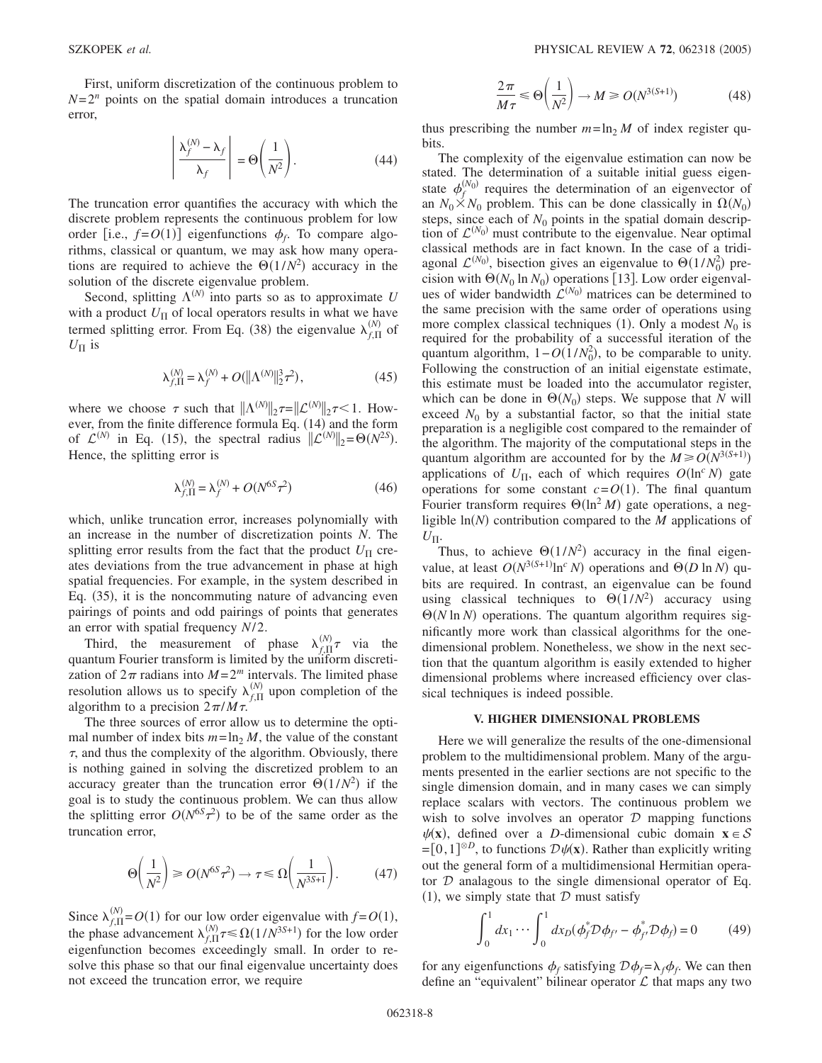First, uniform discretization of the continuous problem to $N=2^n$ points on the spatial domain introduces a truncation error,

$$\left| \frac{\lambda_f^{(N)} - \lambda_f}{\lambda_f} \right| = \Theta\left(\frac{1}{N^2}\right). \tag{44}$$

The truncation error quantifies the accuracy with which the discrete problem represents the continuous problem for low order [i.e., $f=O(1)$] eigenfunctions $\phi_f$. To compare algorithms, classical or quantum, we may ask how many operations are required to achieve the $\Theta(1/N^2)$ accuracy in the solution of the discrete eigenvalue problem.

Second, splitting $\Lambda^{(N)}$ into parts so as to approximate $U$ with a product $U_\Pi$ of local operators results in what we have termed splitting error. From Eq. (38) the eigenvalue $\lambda_{f,\Pi}^{(N)}$ of $U_\Pi$ is

$$\lambda_{f,\Pi}^{(N)} = \lambda_f^{(N)} + O(\|\Lambda^{(N)}\|_2^3 \tau^2), \tag{45}$$

where we choose $\tau$ such that $\|\Lambda^{(N)}\|_2 \tau = \|\mathcal{L}^{(N)}\|_2 \tau < 1$. However, from the finite difference formula Eq. (14) and the form of $\mathcal{L}^{(N)}$ in Eq. (15), the spectral radius $\|\mathcal{L}^{(N)}\|_2 = \Theta(N^{2S})$. Hence, the splitting error is

$$\lambda_{f,\Pi}^{(N)} = \lambda_f^{(N)} + O(N^{6S}\tau^2) \tag{46}$$

which, unlike truncation error, increases polynomially with an increase in the number of discretization points $N$. The splitting error results from the fact that the product $U_\Pi$ creates deviations from the true advancement in phase at high spatial frequencies. For example, in the system described in Eq. (35), it is the noncommuting nature of advancing even pairings of points and odd pairings of points that generates an error with spatial frequency $N/2$.

Third, the measurement of phase $\lambda_{f,\Pi}^{(N)}\tau$ via the quantum Fourier transform is limited by the uniform discretization of $2\pi$ radians into $M=2^m$ intervals. The limited phase resolution allows us to specify $\lambda_{f,\Pi}^{(N)}$ upon completion of the algorithm to a precision $2\pi/M\tau$.

The three sources of error allow us to determine the optimal number of index bits $m=\ln_2 M$, the value of the constant $\tau$, and thus the complexity of the algorithm. Obviously, there is nothing gained in solving the discretized problem to an accuracy greater than the truncation error $\Theta(1/N^2)$ if the goal is to study the continuous problem. We can thus allow the splitting error $O(N^{6S}\tau^2)$ to be of the same order as the truncation error,

$$\Theta\left(\frac{1}{N^2}\right) \geq O(N^{6S}\tau^2) \rightarrow \tau \leq \Omega\left(\frac{1}{N^{3S+1}}\right). \tag{47}$$

Since $\lambda_{f,\Pi}^{(N)} = O(1)$ for our low order eigenvalue with $f=O(1)$, the phase advancement $\lambda_{f,\Pi}^{(N)}\tau \leq \Omega(1/N^{3S+1})$ for the low order eigenfunction becomes exceedingly small. In order to resolve this phase so that our final eigenvalue uncertainty does not exceed the truncation error, we require

$$\frac{2\pi}{M\tau} \leq \Theta\left(\frac{1}{N^2}\right) \rightarrow M \geq O(N^{3(S+1)}) \tag{48}$$

thus prescribing the number $m=\ln_2 M$ of index register qubits.

The complexity of the eigenvalue estimation can now be stated. The determination of a suitable initial guess eigenstate $\phi_f^{(N_0)}$ requires the determination of an eigenvector of an $N_0 \times N_0$ problem. This can be done classically in $\Omega(N_0)$ steps, since each of $N_0$ points in the spatial domain description of $\mathcal{L}^{(N_0)}$ must contribute to the eigenvalue. Near optimal classical methods are in fact known. In the case of a tridiagonal $\mathcal{L}^{(N_0)}$, bisection gives an eigenvalue to $\Theta(1/N_0^2)$ precision with $\Theta(N_0 \ln N_0)$ operations [13]. Low order eigenvalues of wider bandwidth $\mathcal{L}^{(N_0)}$ matrices can be determined to the same precision with the same order of operations using more complex classical techniques (1). Only a modest $N_0$ is required for the probability of a successful iteration of the quantum algorithm, $1-O(1/N_0^2)$, to be comparable to unity. Following the construction of an initial eigenstate estimate, this estimate must be loaded into the accumulator register, which can be done in $\Theta(N_0)$ steps. We suppose that $N$ will exceed $N_0$ by a substantial factor, so that the initial state preparation is a negligible cost compared to the remainder of the algorithm. The majority of the computational steps in the quantum algorithm are accounted for by the $M \geq O(N^{3(S+1)})$ applications of $U_\Pi$, each of which requires $O(\ln^c N)$ gate operations for some constant $c=O(1)$. The final quantum Fourier transform requires $\Theta(\ln^2 M)$ gate operations, a negligible $\ln(N)$ contribution compared to the $M$ applications of $U_\Pi$.

Thus, to achieve $\Theta(1/N^2)$ accuracy in the final eigenvalue, at least $O(N^{3(S+1)}\ln^c N)$ operations and $\Theta(D \ln N)$ qubits are required. In contrast, an eigenvalue can be found using classical techniques to $\Theta(1/N^2)$ accuracy using $\Theta(N \ln N)$ operations. The quantum algorithm requires significantly more work than classical algorithms for the one-dimensional problem. Nonetheless, we show in the next section that the quantum algorithm is easily extended to higher dimensional problems where increased efficiency over classical techniques is indeed possible.

## V. HIGHER DIMENSIONAL PROBLEMS

Here we will generalize the results of the one-dimensional problem to the multidimensional problem. Many of the arguments presented in the earlier sections are not specific to the single dimension domain, and in many cases we can simply replace scalars with vectors. The continuous problem we wish to solve involves an operator $\mathcal{D}$ mapping functions $\psi(\mathbf{x})$, defined over a $D$-dimensional cubic domain $\mathbf{x} \in \mathcal{S} = [0,1]^{\otimes D}$, to functions $\mathcal{D}\psi(\mathbf{x})$. Rather than explicitly writing out the general form of a multidimensional Hermitian operator $\mathcal{D}$ analagous to the single dimensional operator of Eq. (1), we simply state that $\mathcal{D}$ must satisfy

$$\int_0^1 dx_1 \cdots \int_0^1 dx_D (\phi_f^* \mathcal{D}\phi_{f'} - \phi_{f'}^* \mathcal{D}\phi_f) = 0 \tag{49}$$

for any eigenfunctions $\phi_f$ satisfying $\mathcal{D}\phi_f = \lambda_f \phi_f$. We can then define an "equivalent" bilinear operator $\mathcal{L}$ that maps any two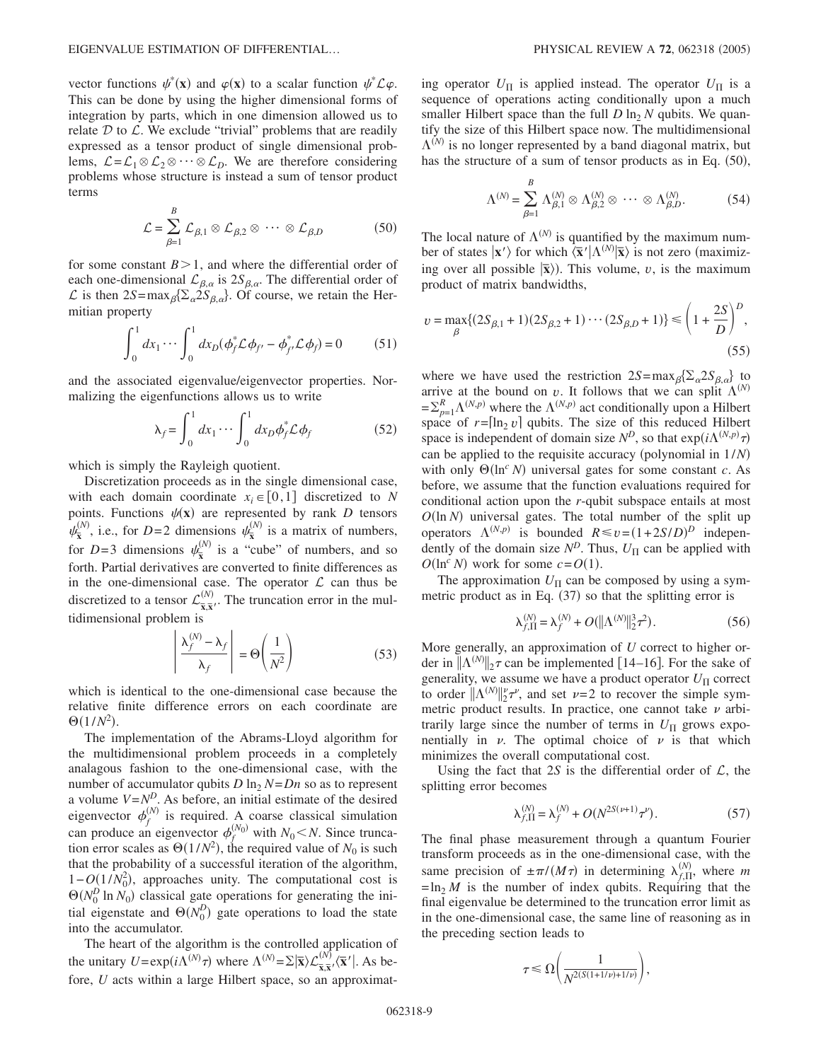vector functions $\psi^*(\mathbf{x})$ and $\varphi(\mathbf{x})$ to a scalar function $\psi^* \mathcal{L} \varphi$. This can be done by using the higher dimensional forms of integration by parts, which in one dimension allowed us to relate $\mathcal{D}$ to $\mathcal{L}$. We exclude "trivial" problems that are readily expressed as a tensor product of single dimensional problems, $\mathcal{L} = \mathcal{L}_1 \otimes \mathcal{L}_2 \otimes \cdots \otimes \mathcal{L}_D$. We are therefore considering problems whose structure is instead a sum of tensor product terms

$$\mathcal{L} = \sum_{\beta=1}^{B} \mathcal{L}_{\beta,1} \otimes \mathcal{L}_{\beta,2} \otimes \cdots \otimes \mathcal{L}_{\beta,D} \tag{50}$$

for some constant $B > 1$, and where the differential order of each one-dimensional $\mathcal{L}_{\beta,\alpha}$ is $2S_{\beta,\alpha}$. The differential order of $\mathcal{L}$ is then $2S = \max_\beta \{\Sigma_\alpha 2S_{\beta,\alpha}\}$. Of course, we retain the Hermitian property

$$\int_0^1 dx_1 \cdots \int_0^1 dx_D (\phi_f^* \mathcal{L} \phi_{f'} - \phi_{f'}^* \mathcal{L} \phi_f) = 0 \tag{51}$$

and the associated eigenvalue/eigenvector properties. Normalizing the eigenfunctions allows us to write

$$\lambda_f = \int_0^1 dx_1 \cdots \int_0^1 dx_D \phi_f^* \mathcal{L} \phi_f \tag{52}$$

which is simply the Rayleigh quotient.

Discretization proceeds as in the single dimensional case, with each domain coordinate $x_i \in [0,1]$ discretized to $N$ points. Functions $\psi(\mathbf{x})$ are represented by rank $D$ tensors $\psi_{\bar{\mathbf{x}}}^{(N)}$, i.e., for $D=2$ dimensions $\psi_{\bar{\mathbf{x}}}^{(N)}$ is a matrix of numbers, for $D=3$ dimensions $\psi_{\bar{\mathbf{x}}}^{(N)}$ is a "cube" of numbers, and so forth. Partial derivatives are converted to finite differences as in the one-dimensional case. The operator $\mathcal{L}$ can thus be discretized to a tensor $\mathcal{L}_{\bar{\mathbf{x}},\bar{\mathbf{x}}'}^{(N)}$. The truncation error in the multidimensional problem is

$$\left| \frac{\lambda_f^{(N)} - \lambda_f}{\lambda_f} \right| = \Theta\left(\frac{1}{N^2}\right) \tag{53}$$

which is identical to the one-dimensional case because the relative finite difference errors on each coordinate are $\Theta(1/N^2)$.

The implementation of the Abrams-Lloyd algorithm for the multidimensional problem proceeds in a completely analagous fashion to the one-dimensional case, with the number of accumulator qubits $D \ln_2 N = Dn$ so as to represent a volume $V = N^D$. As before, an initial estimate of the desired eigenvector $\phi_f^{(N)}$ is required. A coarse classical simulation can produce an eigenvector $\phi_f^{(N_0)}$ with $N_0 < N$. Since truncation error scales as $\Theta(1/N^2)$, the required value of $N_0$ is such that the probability of a successful iteration of the algorithm, $1 - O(1/N_0^2)$, approaches unity. The computational cost is $\Theta(N_0^D \ln N_0)$ classical gate operations for generating the initial eigenstate and $\Theta(N_0^D)$ gate operations to load the state into the accumulator.

The heart of the algorithm is the controlled application of the unitary $U = \exp(i\Lambda^{(N)}\tau)$ where $\Lambda^{(N)} = \Sigma |\bar{\mathbf{x}}\rangle \mathcal{L}_{\bar{\mathbf{x}},\bar{\mathbf{x}}'}^{(N)} \langle \bar{\mathbf{x}}'|$. As before, $U$ acts within a large Hilbert space, so an approximating operator $U_\Pi$ is applied instead. The operator $U_\Pi$ is a sequence of operations acting conditionally upon a much smaller Hilbert space than the full $D \ln_2 N$ qubits. We quantify the size of this Hilbert space now. The multidimensional $\Lambda^{(N)}$ is no longer represented by a band diagonal matrix, but has the structure of a sum of tensor products as in Eq. (50),

$$\Lambda^{(N)} = \sum_{\beta=1}^{B} \Lambda_{\beta,1}^{(N)} \otimes \Lambda_{\beta,2}^{(N)} \otimes \cdots \otimes \Lambda_{\beta,D}^{(N)}. \tag{54}$$

The local nature of $\Lambda^{(N)}$ is quantified by the maximum number of states $|\mathbf{x}'\rangle$ for which $\langle \bar{\mathbf{x}}'|\Lambda^{(N)}|\bar{\mathbf{x}}\rangle$ is not zero (maximizing over all possible $|\bar{\mathbf{x}}\rangle$). This volume, $v$, is the maximum product of matrix bandwidths,

$$v = \max_\beta \{(2S_{\beta,1}+1)(2S_{\beta,2}+1)\cdots(2S_{\beta,D}+1)\} \leq \left(1 + \frac{2S}{D}\right)^D, \tag{55}$$

where we have used the restriction $2S = \max_\beta \{\Sigma_\alpha 2S_{\beta,\alpha}\}$ to arrive at the bound on $v$. It follows that we can split $\Lambda^{(N)} = \Sigma_{p=1}^R \Lambda^{(N,p)}$ where the $\Lambda^{(N,p)}$ act conditionally upon a Hilbert space of $r = \lceil \ln_2 v \rceil$ qubits. The size of this reduced Hilbert space is independent of domain size $N^D$, so that $\exp(i\Lambda^{(N,p)}\tau)$ can be applied to the requisite accuracy (polynomial in $1/N$) with only $\Theta(\ln^c N)$ universal gates for some constant $c$. As before, we assume that the function evaluations required for conditional action upon the $r$-qubit subspace entails at most $O(\ln N)$ universal gates. The total number of the split up operators $\Lambda^{(N,p)}$ is bounded $R \leq v = (1 + 2S/D)^D$ independently of the domain size $N^D$. Thus, $U_\Pi$ can be applied with $O(\ln^c N)$ work for some $c = O(1)$.

The approximation $U_\Pi$ can be composed by using a symmetric product as in Eq. (37) so that the splitting error is

$$\lambda_{f,\Pi}^{(N)} = \lambda_f^{(N)} + O(\|\Lambda^{(N)}\|_2^3 \tau^2). \tag{56}$$

More generally, an approximation of $U$ correct to higher order in $\|\Lambda^{(N)}\|_2 \tau$ can be implemented [14–16]. For the sake of generality, we assume we have a product operator $U_\Pi$ correct to order $\|\Lambda^{(N)}\|_2^\nu \tau^\nu$, and set $\nu = 2$ to recover the simple symmetric product results. In practice, one cannot take $\nu$ arbitrarily large since the number of terms in $U_\Pi$ grows exponentially in $\nu$. The optimal choice of $\nu$ is that which minimizes the overall computational cost.

Using the fact that $2S$ is the differential order of $\mathcal{L}$, the splitting error becomes

$$\lambda_{f,\Pi}^{(N)} = \lambda_f^{(N)} + O(N^{2S(\nu+1)} \tau^\nu). \tag{57}$$

The final phase measurement through a quantum Fourier transform proceeds as in the one-dimensional case, with the same precision of $\pm \pi/(M\tau)$ in determining $\lambda_{f,\Pi}^{(N)}$, where $m = \ln_2 M$ is the number of index qubits. Requiring that the final eigenvalue be determined to the truncation error limit as in the one-dimensional case, the same line of reasoning as in the preceding section leads to

$$\tau \leq \Omega\left(\frac{1}{N^{2(S(1+1/\nu)+1/\nu)}}\right),$$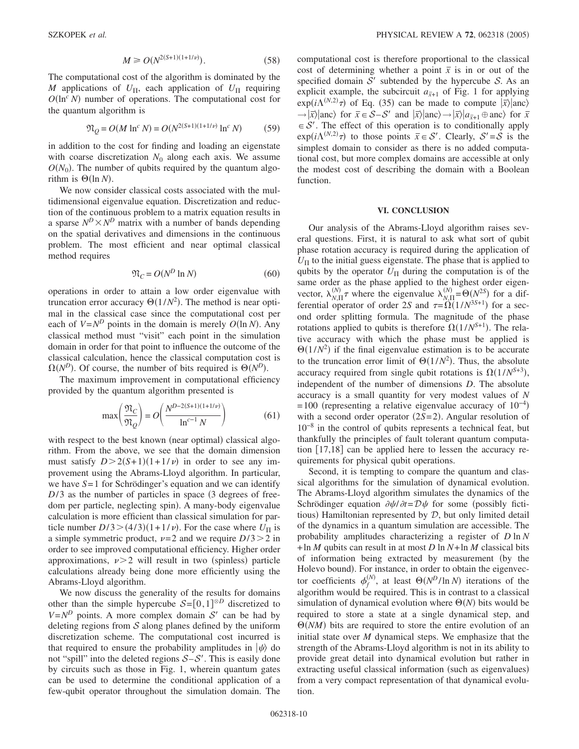$$M \geq O(N^{2(S+1)(1+1/\nu)}). \tag{58}$$

The computational cost of the algorithm is dominated by the $M$ applications of $U_\Pi$, each application of $U_\Pi$ requiring $O(\ln^c N)$ number of operations. The computational cost for the quantum algorithm is

$$\mathfrak{N}_Q = O(M \ln^c N) = O(N^{2(S+1)(1+1/\nu)} \ln^c N) \tag{59}$$

in addition to the cost for finding and loading an eigenstate with coarse discretization $N_0$ along each axis. We assume $O(N_0)$. The number of qubits required by the quantum algorithm is $\Theta(\ln N)$.

We now consider classical costs associated with the multidimensional eigenvalue equation. Discretization and reduction of the continuous problem to a matrix equation results in a sparse $N^D \times N^D$ matrix with a number of bands depending on the spatial derivatives and dimensions in the continuous problem. The most efficient and near optimal classical method requires

$$\mathfrak{N}_C = O(N^D \ln N) \tag{60}$$

operations in order to attain a low order eigenvalue with truncation error accuracy $\Theta(1/N^2)$. The method is near optimal in the classical case since the computational cost per each of $V = N^D$ points in the domain is merely $O(\ln N)$. Any classical method must "visit" each point in the simulation domain in order for that point to influence the outcome of the classical calculation, hence the classical computation cost is $\Omega(N^D)$. Of course, the number of bits required is $\Theta(N^D)$.

The maximum improvement in computational efficiency provided by the quantum algorithm presented is

$$\max\left(\frac{\mathfrak{N}_C}{\mathfrak{N}_Q}\right) = O\left(\frac{N^{D-2(S+1)(1+1/\nu)}}{\ln^{c-1} N}\right) \tag{61}$$

with respect to the best known (near optimal) classical algorithm. From the above, we see that the domain dimension must satisfy $D > 2(S+1)(1+1/\nu)$ in order to see any improvement using the Abrams-Lloyd algorithm. In particular, we have $S=1$ for Schrödinger's equation and we can identify $D/3$ as the number of particles in space (3 degrees of freedom per particle, neglecting spin). A many-body eigenvalue calculation is more efficient than classical simulation for particle number $D/3 > (4/3)(1+1/\nu)$. For the case where $U_\Pi$ is a simple symmetric product, $\nu = 2$ and we require $D/3 > 2$ in order to see improved computational efficiency. Higher order approximations, $\nu > 2$ will result in two (spinless) particle calculations already being done more efficiently using the Abrams-Lloyd algorithm.

We now discuss the generality of the results for domains other than the simple hypercube $\mathcal{S} = [0,1]^{\otimes D}$ discretized to $V = N^D$ points. A more complex domain $\mathcal{S}'$ can be had by deleting regions from $\mathcal{S}$ along planes defined by the uniform discretization scheme. The computational cost incurred is that required to ensure the probability amplitudes in $|\psi\rangle$ do not "spill" into the deleted regions $\mathcal{S} - \mathcal{S}'$. This is easily done by circuits such as those in Fig. 1, wherein quantum gates can be used to determine the conditional application of a few-qubit operator throughout the simulation domain. The computational cost is therefore proportional to the classical cost of determining whether a point $\bar{x}$ is in or out of the specified domain $\mathcal{S}'$ subtended by the hypercube $\mathcal{S}$. As an explicit example, the subcircuit $a_{\bar{x}+1}$ of Fig. 1 for applying $\exp(i\Lambda^{(N,2)}\tau)$ of Eq. (35) can be made to compute $|\bar{x}\rangle|\text{anc}\rangle \to |\bar{x}\rangle|\text{anc}\rangle$ for $\bar{x} \in \mathcal{S} - \mathcal{S}'$ and $|\bar{x}\rangle|\text{anc}\rangle \to |\bar{x}\rangle|a_{\bar{x}+1} \oplus \text{anc}\rangle$ for $\bar{x} \in \mathcal{S}'$. The effect of this operation is to conditionally apply $\exp(i\Lambda^{(N,2)}\tau)$ to those points $\bar{x} \in \mathcal{S}'$. Clearly, $\mathcal{S}' = \mathcal{S}$ is the simplest domain to consider as there is no added computational cost, but more complex domains are accessible at only the modest cost of describing the domain with a Boolean function.

## VI. CONCLUSION

Our analysis of the Abrams-Lloyd algorithm raises several questions. First, it is natural to ask what sort of qubit phase rotation accuracy is required during the application of $U_\Pi$ to the initial guess eigenstate. The phase that is applied to qubits by the operator $U_\Pi$ during the computation is of the same order as the phase applied to the highest order eigenvector, $\lambda_{N,\Pi}^{(N)}\tau$ where the eigenvalue $\lambda_{N,\Pi}^{(N)} = \Theta(N^{2S})$ for a differential operator of order $2S$ and $\tau = \Omega(1/N^{3S+1})$ for a second order splitting formula. The magnitude of the phase rotations applied to qubits is therefore $\Omega(1/N^{S+1})$. The relative accuracy with which the phase must be applied is $\Theta(1/N^2)$ if the final eigenvalue estimation is to be accurate to the truncation error limit of $\Theta(1/N^2)$. Thus, the absolute accuracy required from single qubit rotations is $\Omega(1/N^{S+3})$, independent of the number of dimensions $D$. The absolute accuracy is a small quantity for very modest values of $N = 100$ (representing a relative eigenvalue accuracy of $10^{-4}$) with a second order operator ($2S=2$). Angular resolution of $10^{-8}$ in the control of qubits represents a technical feat, but thankfully the principles of fault tolerant quantum computation [17,18] can be applied here to lessen the accuracy requirements for physical qubit operations.

Second, it is tempting to compare the quantum and classical algorithms for the simulation of dynamical evolution. The Abrams-Lloyd algorithm simulates the dynamics of the Schrödinger equation $\partial\psi/\partial t = \mathcal{D}\psi$ for some (possibly fictitious) Hamiltonian represented by $\mathcal{D}$, but only limited detail of the dynamics in a quantum simulation are accessible. The probability amplitudes characterizing a register of $D \ln N + \ln M$ qubits can result in at most $D \ln N + \ln M$ classical bits of information being extracted by measurement (by the Holevo bound). For instance, in order to obtain the eigenvector coefficients $\phi_f^{(N)}$, at least $\Theta(N^D/\ln N)$ iterations of the algorithm would be required. This is in contrast to a classical simulation of dynamical evolution where $\Theta(N)$ bits would be required to store a state at a single dynamical step, and $\Theta(NM)$ bits are required to store the entire evolution of an initial state over $M$ dynamical steps. We emphasize that the strength of the Abrams-Lloyd algorithm is not in its ability to provide great detail into dynamical evolution but rather in extracting useful classical information (such as eigenvalues) from a very compact representation of that dynamical evolution.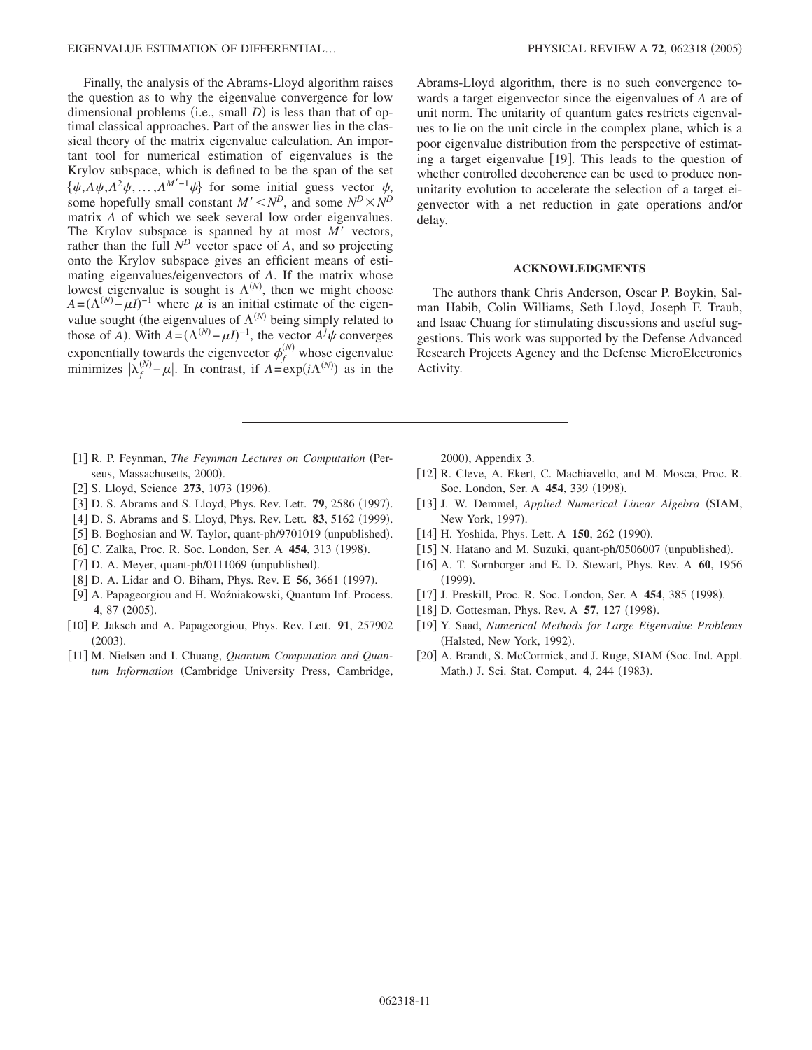Finally, the analysis of the Abrams-Lloyd algorithm raises the question as to why the eigenvalue convergence for low dimensional problems (i.e., small $D$) is less than that of optimal classical approaches. Part of the answer lies in the classical theory of the matrix eigenvalue calculation. An important tool for numerical estimation of eigenvalues is the Krylov subspace, which is defined to be the span of the set $\{\psi, A\psi, A^2\psi, \ldots, A^{M'-1}\psi\}$ for some initial guess vector $\psi$, some hopefully small constant $M' < N^D$, and some $N^D \times N^D$ matrix $A$ of which we seek several low order eigenvalues. The Krylov subspace is spanned by at most $M'$ vectors, rather than the full $N^D$ vector space of $A$, and so projecting onto the Krylov subspace gives an efficient means of estimating eigenvalues/eigenvectors of $A$. If the matrix whose lowest eigenvalue is sought is $\Lambda^{(N)}$, then we might choose $A = (\Lambda^{(N)} - \mu I)^{-1}$ where $\mu$ is an initial estimate of the eigenvalue sought (the eigenvalues of $\Lambda^{(N)}$ being simply related to those of $A$). With $A = (\Lambda^{(N)} - \mu I)^{-1}$, the vector $A^j\psi$ converges exponentially towards the eigenvector $\phi_f^{(N)}$ whose eigenvalue minimizes $|\lambda_f^{(N)} - \mu|$. In contrast, if $A = \exp(i\Lambda^{(N)})$ as in the Abrams-Lloyd algorithm, there is no such convergence towards a target eigenvector since the eigenvalues of $A$ are of unit norm. The unitarity of quantum gates restricts eigenvalues to lie on the unit circle in the complex plane, which is a poor eigenvalue distribution from the perspective of estimating a target eigenvalue [19]. This leads to the question of whether controlled decoherence can be used to produce nonunitarity evolution to accelerate the selection of a target eigenvector with a net reduction in gate operations and/or delay.

## ACKNOWLEDGMENTS

The authors thank Chris Anderson, Oscar P. Boykin, Salman Habib, Colin Williams, Seth Lloyd, Joseph F. Traub, and Isaac Chuang for stimulating discussions and useful suggestions. This work was supported by the Defense Advanced Research Projects Agency and the Defense MicroElectronics Activity.

---

[1] R. P. Feynman, *The Feynman Lectures on Computation* (Perseus, Massachusetts, 2000).

[2] S. Lloyd, Science **273**, 1073 (1996).

[3] D. S. Abrams and S. Lloyd, Phys. Rev. Lett. **79**, 2586 (1997).

[4] D. S. Abrams and S. Lloyd, Phys. Rev. Lett. **83**, 5162 (1999).

[5] B. Boghosian and W. Taylor, quant-ph/9701019 (unpublished).

[6] C. Zalka, Proc. R. Soc. London, Ser. A **454**, 313 (1998).

[7] D. A. Meyer, quant-ph/0111069 (unpublished).

[8] D. A. Lidar and O. Biham, Phys. Rev. E **56**, 3661 (1997).

[9] A. Papageorgiou and H. Woźniakowski, Quantum Inf. Process. **4**, 87 (2005).

[10] P. Jaksch and A. Papageorgiou, Phys. Rev. Lett. **91**, 257902 (2003).

[11] M. Nielsen and I. Chuang, *Quantum Computation and Quantum Information* (Cambridge University Press, Cambridge, 2000), Appendix 3.

[12] R. Cleve, A. Ekert, C. Machiavello, and M. Mosca, Proc. R. Soc. London, Ser. A **454**, 339 (1998).

[13] J. W. Demmel, *Applied Numerical Linear Algebra* (SIAM, New York, 1997).

[14] H. Yoshida, Phys. Lett. A **150**, 262 (1990).

[15] N. Hatano and M. Suzuki, quant-ph/0506007 (unpublished).

[16] A. T. Sornborger and E. D. Stewart, Phys. Rev. A **60**, 1956 (1999).

[17] J. Preskill, Proc. R. Soc. London, Ser. A **454**, 385 (1998).

[18] D. Gottesman, Phys. Rev. A **57**, 127 (1998).

[19] Y. Saad, *Numerical Methods for Large Eigenvalue Problems* (Halsted, New York, 1992).

[20] A. Brandt, S. McCormick, and J. Ruge, SIAM (Soc. Ind. Appl. Math.) J. Sci. Stat. Comput. **4**, 244 (1983).